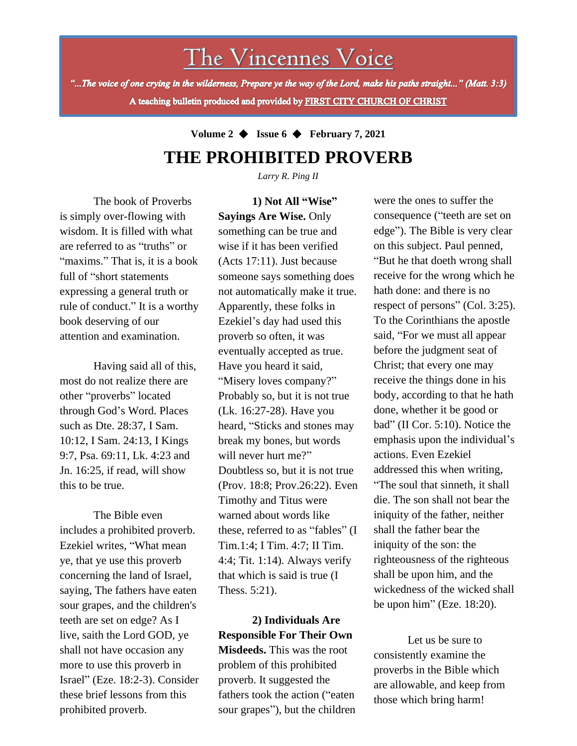# The Vincennes Voice

*"...The voice of one crying in the wilderness, Prepare ye the way of the Lord, make his paths straight..." (Matt. 3:3)*

**A teaching bulletin produced and provided by FIRST CITY CHURCH OF CHRIST**

**Volume 2 ◆ Issue 6 ◆ February 7, 2021**

## THE PROHIBITED PROVERB

*Larry R. Ping II*

The book of Proverbs is simply over-flowing with wisdom. It is filled with what are referred to as "truths" or "maxims." That is, it is a book full of "short statements expressing a general truth or rule of conduct." It is a worthy book deserving of our attention and examination.

Having said all of this, most do not realize there are other "proverbs" located through God's Word. Places such as Dte. 28:37, I Sam. 10:12, I Sam. 24:13, I Kings 9:7, Psa. 69:11, Lk. 4:23 and Jn. 16:25, if read, will show this to be true.

The Bible even includes a prohibited proverb. Ezekiel writes, "What mean ye, that ye use this proverb concerning the land of Israel, saying, The fathers have eaten sour grapes, and the children's teeth are set on edge? As I live, saith the Lord GOD, ye shall not have occasion any more to use this proverb in Israel" (Eze. 18:2-3). Consider these brief lessons from this prohibited proverb.

**1) Not All "Wise" Sayings Are Wise.** Only something can be true and wise if it has been verified (Acts 17:11). Just because someone says something does not automatically make it true. Apparently, these folks in Ezekiel's day had used this proverb so often, it was eventually accepted as true. Have you heard it said, "Misery loves company?" Probably so, but it is not true (Lk. 16:27-28). Have you heard, "Sticks and stones may break my bones, but words will never hurt me?" Doubtless so, but it is not true (Prov. 18:8; Prov.26:22). Even Timothy and Titus were warned about words like these, referred to as "fables" (I Tim.1:4; I Tim. 4:7; II Tim. 4:4; Tit. 1:14). Always verify that which is said is true (I Thess. 5:21).

**2) Individuals Are Responsible For Their Own Misdeeds.** This was the root problem of this prohibited proverb. It suggested the fathers took the action ("eaten sour grapes"), but the children were the ones to suffer the consequence ("teeth are set on edge"). The Bible is very clear on this subject. Paul penned, "But he that doeth wrong shall receive for the wrong which he hath done: and there is no respect of persons" (Col. 3:25). To the Corinthians the apostle said, "For we must all appear before the judgment seat of Christ; that every one may receive the things done in his body, according to that he hath done, whether it be good or bad" (II Cor. 5:10). Notice the emphasis upon the individual's actions. Even Ezekiel addressed this when writing, "The soul that sinneth, it shall die. The son shall not bear the iniquity of the father, neither shall the father bear the iniquity of the son: the righteousness of the righteous shall be upon him, and the wickedness of the wicked shall be upon him" (Eze. 18:20).

Let us be sure to consistently examine the proverbs in the Bible which are allowable, and keep from those which bring harm!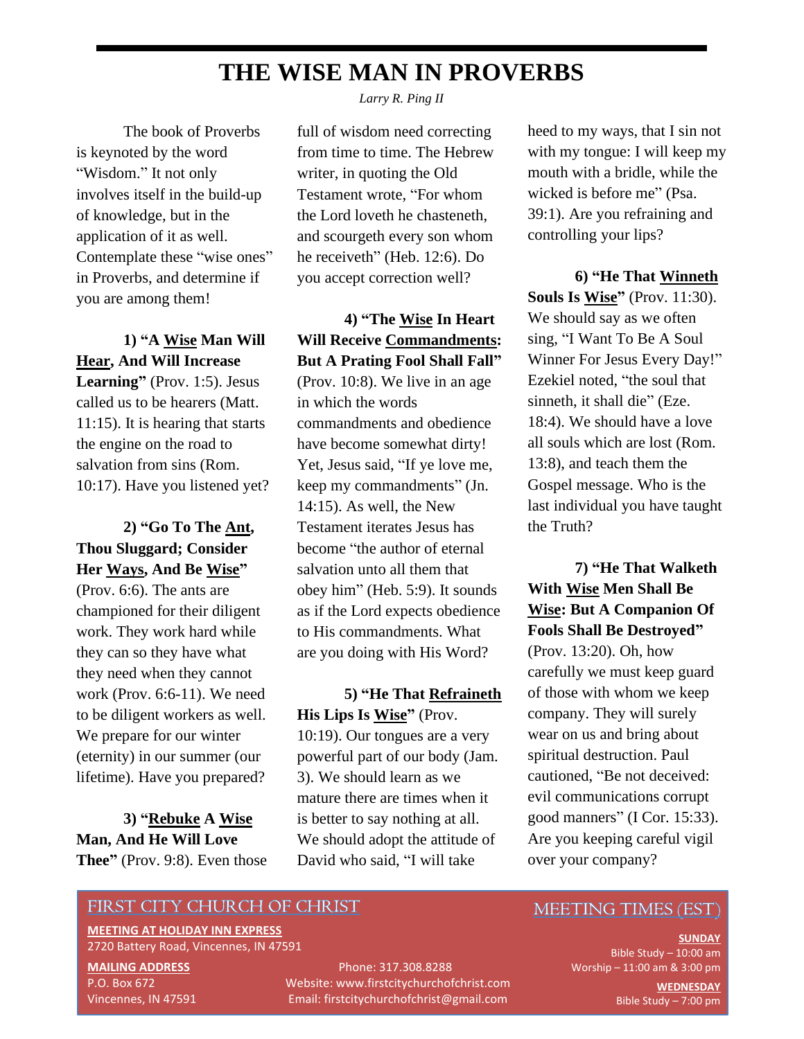# THE WISE MAN IN PROVERBS

*Larry R. Ping II*

The book of Proverbs is keynoted by the word "Wisdom." It not only involves itself in the build-up of knowledge, but in the application of it as well. Contemplate these "wise ones" in Proverbs, and determine if you are among them!

**1) "A Wise Man Will Hear, And Will Increase Learning"** (Prov. 1:5). Jesus called us to be hearers (Matt. 11:15). It is hearing that starts the engine on the road to salvation from sins (Rom. 10:17). Have you listened yet?

**2) "Go To The Ant, Thou Sluggard; Consider Her Ways, And Be Wise"** (Prov. 6:6). The ants are championed for their diligent work. They work hard while they can so they have what they need when they cannot work (Prov. 6:6-11). We need to be diligent workers as well. We prepare for our winter (eternity) in our summer (our lifetime). Have you prepared?

**3) "Rebuke A Wise Man, And He Will Love Thee"** (Prov. 9:8). Even those full of wisdom need correcting from time to time. The Hebrew writer, in quoting the Old Testament wrote, "For whom the Lord loveth he chasteneth, and scourgeth every son whom he receiveth" (Heb. 12:6). Do you accept correction well?

**4) "The Wise In Heart Will Receive Commandments: But A Prating Fool Shall Fall"** (Prov. 10:8). We live in an age in which the words commandments and obedience have become somewhat dirty! Yet, Jesus said, "If ye love me, keep my commandments" (Jn. 14:15). As well, the New Testament iterates Jesus has become "the author of eternal salvation unto all them that obey him" (Heb. 5:9). It sounds as if the Lord expects obedience to His commandments. What are you doing with His Word?

**5) "He That Refraineth His Lips Is Wise"** (Prov. 10:19). Our tongues are a very powerful part of our body (Jam. 3). We should learn as we mature there are times when it is better to say nothing at all. We should adopt the attitude of David who said, "I will take heed to my ways, that I sin not with my tongue: I will keep my mouth with a bridle, while the wicked is before me" (Psa. 39:1). Are you refraining and controlling your lips?

**6) "He That Winneth Souls Is Wise"** (Prov. 11:30). We should say as we often sing, "I Want To Be A Soul Winner For Jesus Every Day!" Ezekiel noted, "the soul that sinneth, it shall die" (Eze. 18:4). We should have a love all souls which are lost (Rom. 13:8), and teach them the Gospel message. Who is the last individual you have taught the Truth?

**7) "He That Walketh With Wise Men Shall Be Wise: But A Companion Of Fools Shall Be Destroyed"** (Prov. 13:20). Oh, how carefully we must keep guard of those with whom we keep company. They will surely wear on us and bring about spiritual destruction. Paul cautioned, "Be not deceived: evil communications corrupt good manners" (I Cor. 15:33). Are you keeping careful vigil over your company?

## FIRST CITY CHURCH OF CHRIST

**MEETING AT HOLIDAY INN EXPRESS**
2720 Battery Road, Vincennes, IN 47591

**MAILING ADDRESS**
P.O. Box 672
Vincennes, IN 47591

Phone: 317.308.8288
Website: www.firstcitychurchofchrist.com
Email: firstcitychurchofchrist@gmail.com

## MEETING TIMES (EST)

**SUNDAY**
Bible Study – 10:00 am
Worship – 11:00 am & 3:00 pm

**WEDNESDAY**
Bible Study – 7:00 pm